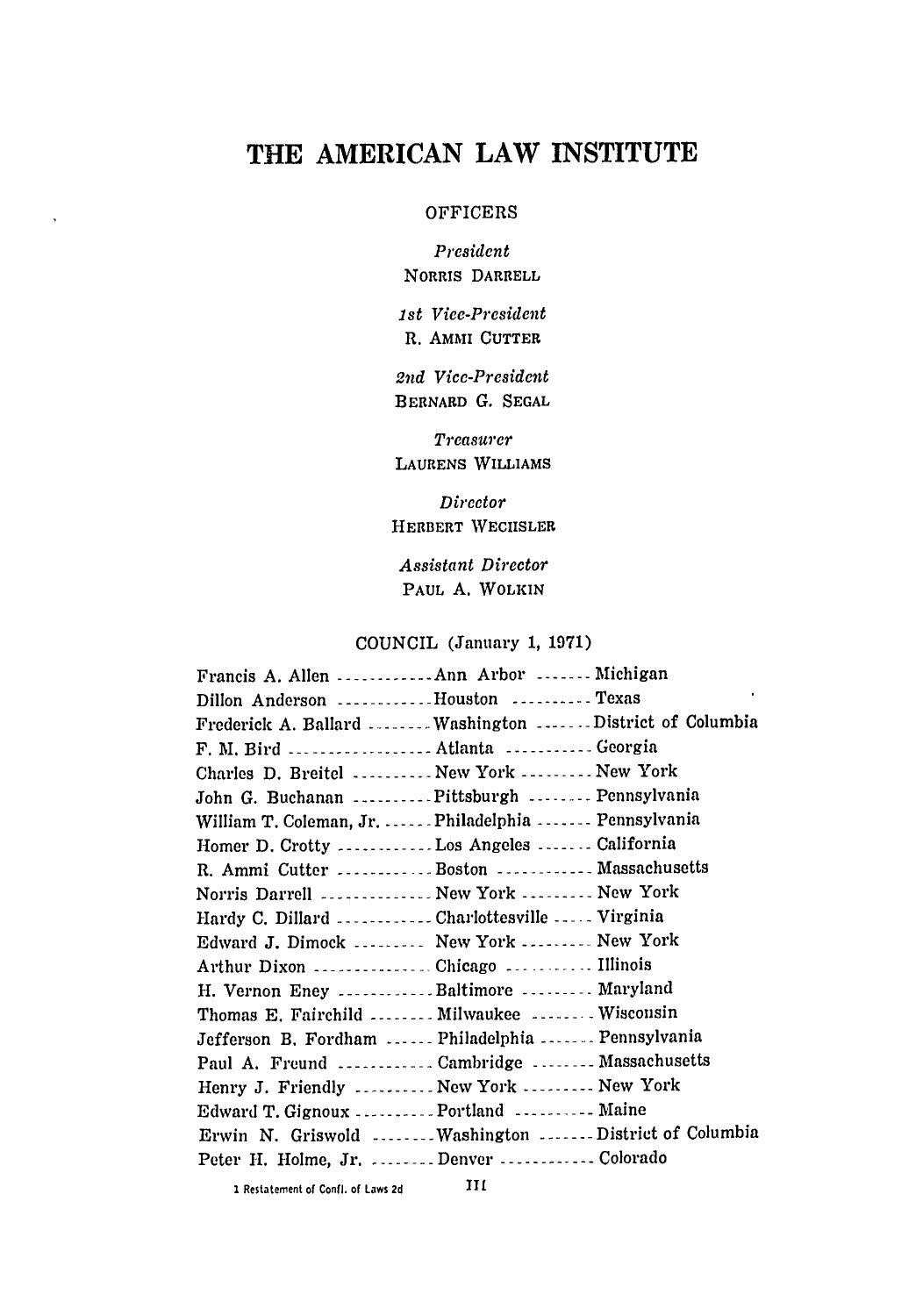# THE AMERICAN LAW INSTITUTE

## OFFICERS

*President*
NORRIS DARRELL

*1st Vice-President*
R. AMMI CUTTER

*2nd Vice-President*
BERNARD G. SEGAL

*Treasurer*
LAURENS WILLIAMS

*Director*
HERBERT WECHSLER

*Assistant Director*
PAUL A. WOLKIN

## COUNCIL (January 1, 1971)

| Name | City | State |
|---|---|---|
| Francis A. Allen | Ann Arbor | Michigan |
| Dillon Anderson | Houston | Texas |
| Frederick A. Ballard | Washington | District of Columbia |
| F. M. Bird | Atlanta | Georgia |
| Charles D. Breitel | New York | New York |
| John G. Buchanan | Pittsburgh | Pennsylvania |
| William T. Coleman, Jr. | Philadelphia | Pennsylvania |
| Homer D. Crotty | Los Angeles | California |
| R. Ammi Cutter | Boston | Massachusetts |
| Norris Darrell | New York | New York |
| Hardy C. Dillard | Charlottesville | Virginia |
| Edward J. Dimock | New York | New York |
| Arthur Dixon | Chicago | Illinois |
| H. Vernon Eney | Baltimore | Maryland |
| Thomas E. Fairchild | Milwaukee | Wisconsin |
| Jefferson B. Fordham | Philadelphia | Pennsylvania |
| Paul A. Freund | Cambridge | Massachusetts |
| Henry J. Friendly | New York | New York |
| Edward T. Gignoux | Portland | Maine |
| Erwin N. Griswold | Washington | District of Columbia |
| Peter H. Holme, Jr. | Denver | Colorado |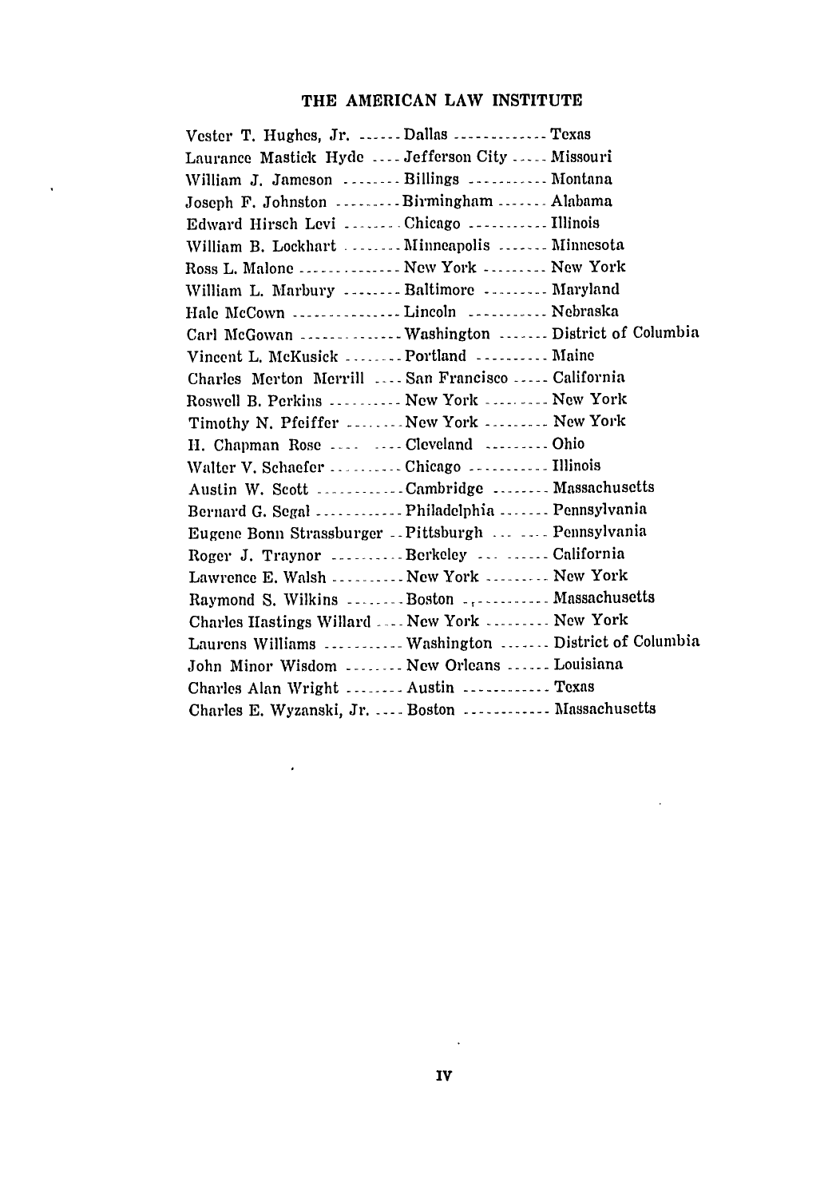Vester T. Hughes, Jr. ------ Dallas ------------ Texas
Laurance Mastick Hyde ---- Jefferson City ----- Missouri
William J. Jameson -------- Billings ---------- Montana
Joseph F. Johnston --------- Birmingham ------- Alabama
Edward Hirsch Levi -------- Chicago ---------- Illinois
William B. Lockhart -------- Minneapolis ------- Minnesota
Ross L. Malone ------------- New York -------- New York
William L. Marbury -------- Baltimore --------- Maryland
Hale McCown -------------- Lincoln ---------- Nebraska
Carl McGowan ------------- Washington ------- District of Columbia
Vincent L. McKusick -------- Portland --------- Maine
Charles Merton Merrill ---- San Francisco ----- California
Roswell B. Perkins ---------- New York -------- New York
Timothy N. Pfeiffer -------- New York -------- New York
H. Chapman Rose ---- ---- Cleveland --------- Ohio
Walter V. Schaefer ---------- Chicago ---------- Illinois
Austin W. Scott ------------ Cambridge -------- Massachusetts
Bernard G. Segal ------------ Philadelphia ------- Pennsylvania
Eugene Bonn Strassburger -- Pittsburgh --- ---- Pennsylvania
Roger J. Traynor ---------- Berkeley --- ------ California
Lawrence E. Walsh ---------- New York -------- New York
Raymond S. Wilkins -------- Boston ------------ Massachusetts
Charles Hastings Willard ---- New York -------- New York
Laurens Williams ----------- Washington ------- District of Columbia
John Minor Wisdom -------- New Orleans ------ Louisiana
Charles Alan Wright -------- Austin ----------- Texas
Charles E. Wyzanski, Jr. ---- Boston ----------- Massachusetts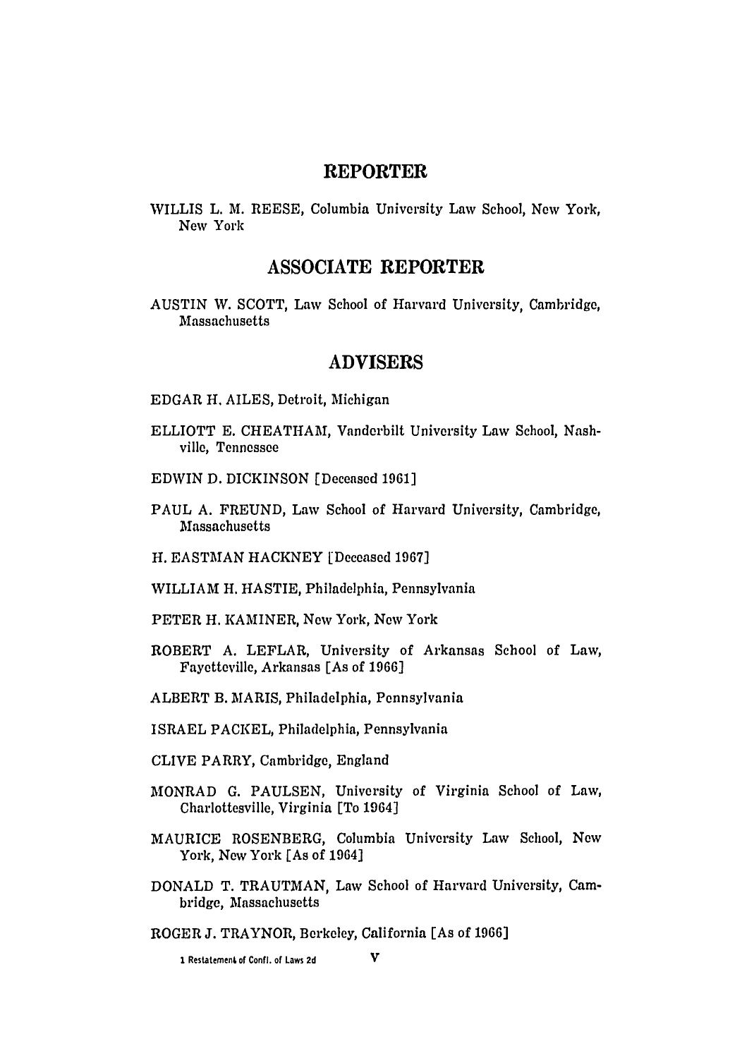## REPORTER

WILLIS L. M. REESE, Columbia University Law School, New York, New York

## ASSOCIATE REPORTER

AUSTIN W. SCOTT, Law School of Harvard University, Cambridge, Massachusetts

## ADVISERS

EDGAR H. AILES, Detroit, Michigan

ELLIOTT E. CHEATHAM, Vanderbilt University Law School, Nashville, Tennessee

EDWIN D. DICKINSON [Deceased 1961]

PAUL A. FREUND, Law School of Harvard University, Cambridge, Massachusetts

H. EASTMAN HACKNEY [Deceased 1967]

WILLIAM H. HASTIE, Philadelphia, Pennsylvania

PETER H. KAMINER, New York, New York

ROBERT A. LEFLAR, University of Arkansas School of Law, Fayetteville, Arkansas [As of 1966]

ALBERT B. MARIS, Philadelphia, Pennsylvania

ISRAEL PACKEL, Philadelphia, Pennsylvania

CLIVE PARRY, Cambridge, England

MONRAD G. PAULSEN, University of Virginia School of Law, Charlottesville, Virginia [To 1964]

MAURICE ROSENBERG, Columbia University Law School, New York, New York [As of 1964]

DONALD T. TRAUTMAN, Law School of Harvard University, Cambridge, Massachusetts

ROGER J. TRAYNOR, Berkeley, California [As of 1966]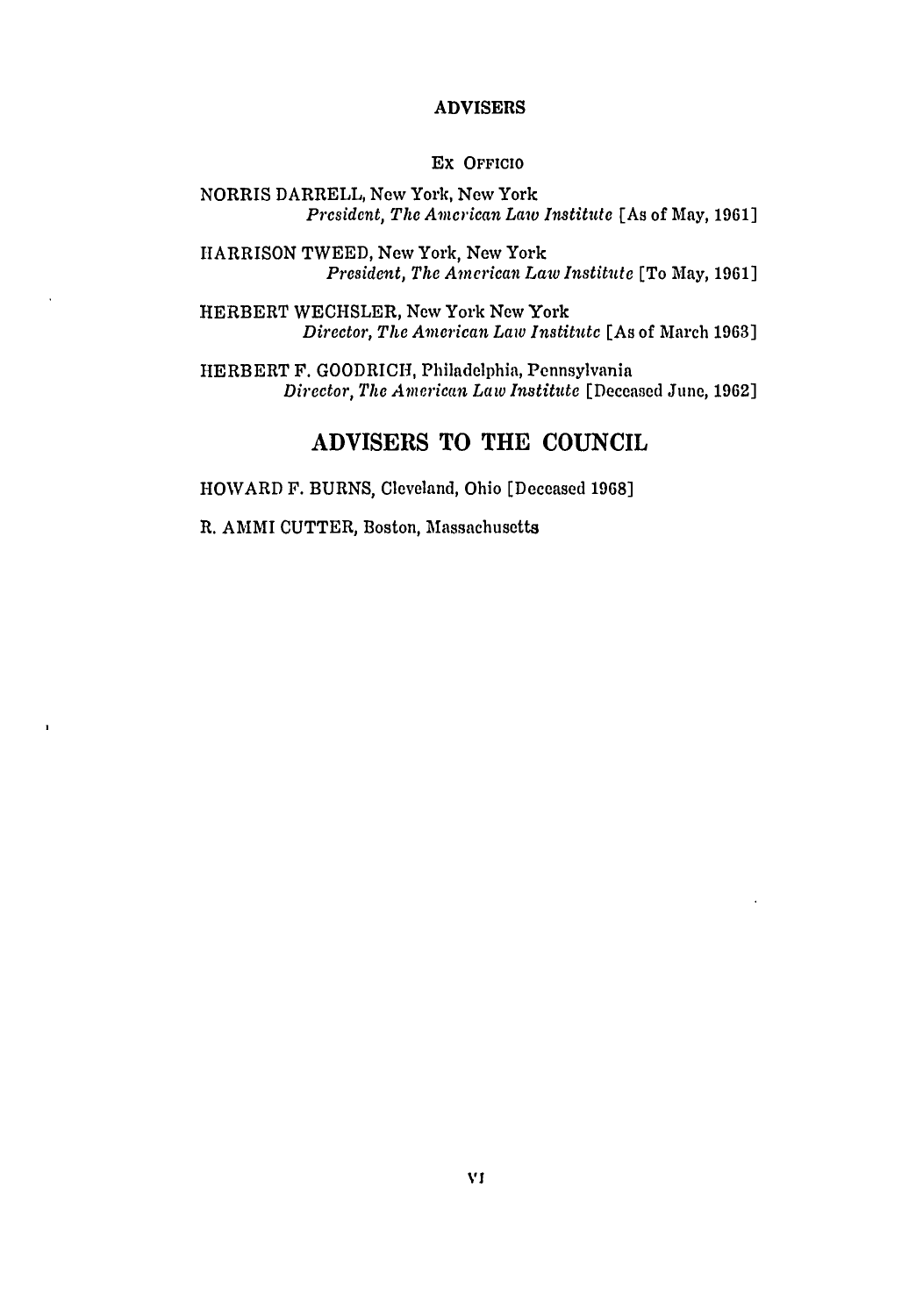## ADVISERS

### Ex Officio

NORRIS DARRELL, New York, New York
*President, The American Law Institute* [As of May, 1961]

HARRISON TWEED, New York, New York
*President, The American Law Institute* [To May, 1961]

HERBERT WECHSLER, New York New York
*Director, The American Law Institute* [As of March 1963]

HERBERT F. GOODRICH, Philadelphia, Pennsylvania
*Director, The American Law Institute* [Deceased June, 1962]

## ADVISERS TO THE COUNCIL

HOWARD F. BURNS, Cleveland, Ohio [Deceased 1968]

R. AMMI CUTTER, Boston, Massachusetts